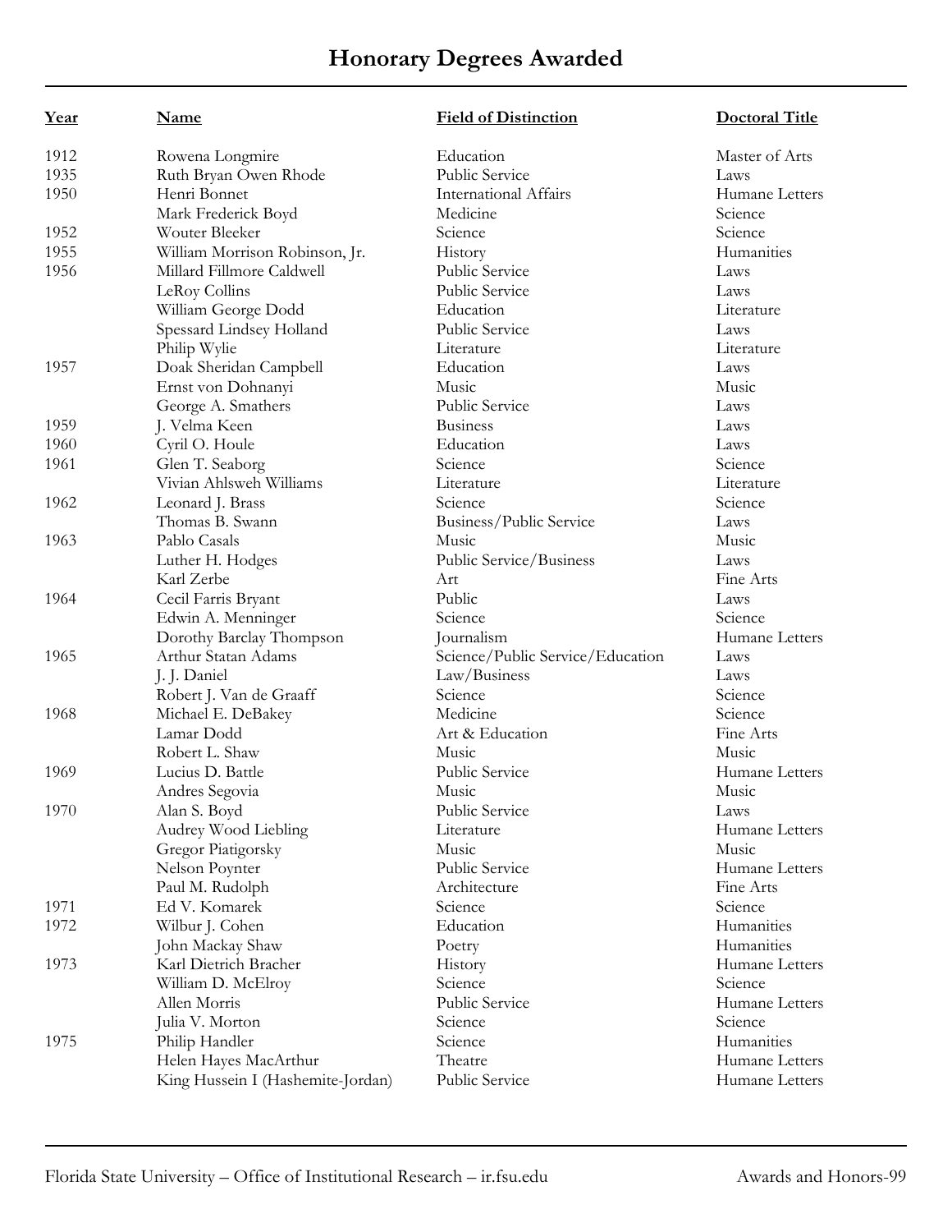# Honorary Degrees Awarded

| Year | Name | Field of Distinction | Doctoral Title |
|---|---|---|---|
| 1912 | Rowena Longmire | Education | Master of Arts |
| 1935 | Ruth Bryan Owen Rhode | Public Service | Laws |
| 1950 | Henri Bonnet | International Affairs | Humane Letters |
| | Mark Frederick Boyd | Medicine | Science |
| 1952 | Wouter Bleeker | Science | Science |
| 1955 | William Morrison Robinson, Jr. | History | Humanities |
| 1956 | Millard Fillmore Caldwell | Public Service | Laws |
| | LeRoy Collins | Public Service | Laws |
| | William George Dodd | Education | Literature |
| | Spessard Lindsey Holland | Public Service | Laws |
| | Philip Wylie | Literature | Literature |
| 1957 | Doak Sheridan Campbell | Education | Laws |
| | Ernst von Dohnanyi | Music | Music |
| | George A. Smathers | Public Service | Laws |
| 1959 | J. Velma Keen | Business | Laws |
| 1960 | Cyril O. Houle | Education | Laws |
| 1961 | Glen T. Seaborg | Science | Science |
| | Vivian Ahlsweh Williams | Literature | Literature |
| 1962 | Leonard J. Brass | Science | Science |
| | Thomas B. Swann | Business/Public Service | Laws |
| 1963 | Pablo Casals | Music | Music |
| | Luther H. Hodges | Public Service/Business | Laws |
| | Karl Zerbe | Art | Fine Arts |
| 1964 | Cecil Farris Bryant | Public | Laws |
| | Edwin A. Menninger | Science | Science |
| | Dorothy Barclay Thompson | Journalism | Humane Letters |
| 1965 | Arthur Statan Adams | Science/Public Service/Education | Laws |
| | J. J. Daniel | Law/Business | Laws |
| | Robert J. Van de Graaff | Science | Science |
| 1968 | Michael E. DeBakey | Medicine | Science |
| | Lamar Dodd | Art & Education | Fine Arts |
| | Robert L. Shaw | Music | Music |
| 1969 | Lucius D. Battle | Public Service | Humane Letters |
| | Andres Segovia | Music | Music |
| 1970 | Alan S. Boyd | Public Service | Laws |
| | Audrey Wood Liebling | Literature | Humane Letters |
| | Gregor Piatigorsky | Music | Music |
| | Nelson Poynter | Public Service | Humane Letters |
| | Paul M. Rudolph | Architecture | Fine Arts |
| 1971 | Ed V. Komarek | Science | Science |
| 1972 | Wilbur J. Cohen | Education | Humanities |
| | John Mackay Shaw | Poetry | Humanities |
| 1973 | Karl Dietrich Bracher | History | Humane Letters |
| | William D. McElroy | Science | Science |
| | Allen Morris | Public Service | Humane Letters |
| | Julia V. Morton | Science | Science |
| 1975 | Philip Handler | Science | Humanities |
| | Helen Hayes MacArthur | Theatre | Humane Letters |
| | King Hussein I (Hashemite-Jordan) | Public Service | Humane Letters |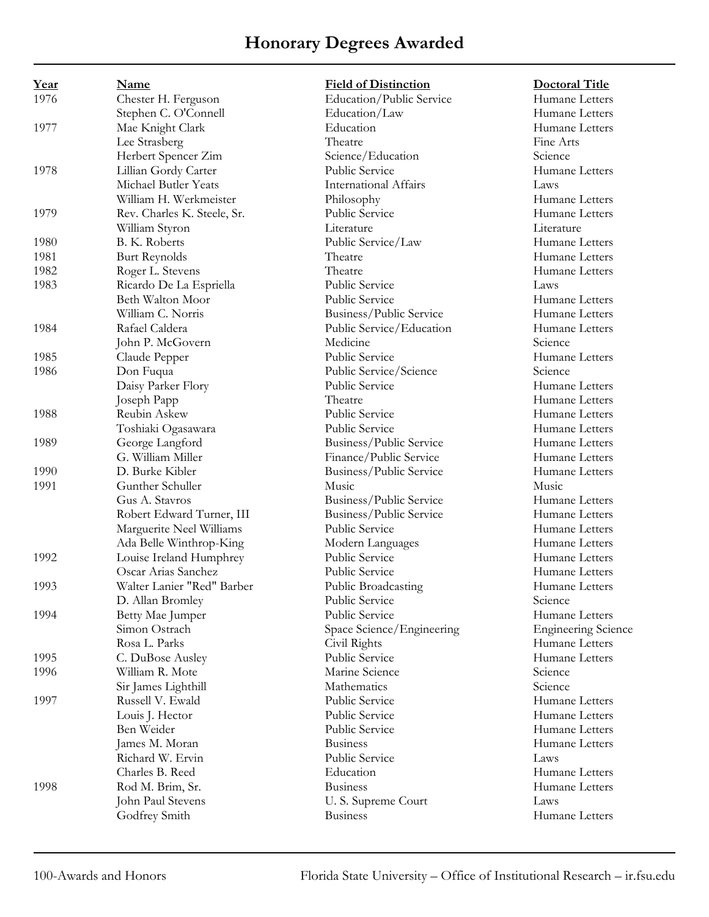# Honorary Degrees Awarded

| Year | Name | Field of Distinction | Doctoral Title |
|---|---|---|---|
| 1976 | Chester H. Ferguson | Education/Public Service | Humane Letters |
| | Stephen C. O'Connell | Education/Law | Humane Letters |
| 1977 | Mae Knight Clark | Education | Humane Letters |
| | Lee Strasberg | Theatre | Fine Arts |
| | Herbert Spencer Zim | Science/Education | Science |
| 1978 | Lillian Gordy Carter | Public Service | Humane Letters |
| | Michael Butler Yeats | International Affairs | Laws |
| | William H. Werkmeister | Philosophy | Humane Letters |
| 1979 | Rev. Charles K. Steele, Sr. | Public Service | Humane Letters |
| | William Styron | Literature | Literature |
| 1980 | B. K. Roberts | Public Service/Law | Humane Letters |
| 1981 | Burt Reynolds | Theatre | Humane Letters |
| 1982 | Roger L. Stevens | Theatre | Humane Letters |
| 1983 | Ricardo De La Espriella | Public Service | Laws |
| | Beth Walton Moor | Public Service | Humane Letters |
| | William C. Norris | Business/Public Service | Humane Letters |
| 1984 | Rafael Caldera | Public Service/Education | Humane Letters |
| | John P. McGovern | Medicine | Science |
| 1985 | Claude Pepper | Public Service | Humane Letters |
| 1986 | Don Fuqua | Public Service/Science | Science |
| | Daisy Parker Flory | Public Service | Humane Letters |
| | Joseph Papp | Theatre | Humane Letters |
| 1988 | Reubin Askew | Public Service | Humane Letters |
| | Toshiaki Ogasawara | Public Service | Humane Letters |
| 1989 | George Langford | Business/Public Service | Humane Letters |
| | G. William Miller | Finance/Public Service | Humane Letters |
| 1990 | D. Burke Kibler | Business/Public Service | Humane Letters |
| 1991 | Gunther Schuller | Music | Music |
| | Gus A. Stavros | Business/Public Service | Humane Letters |
| | Robert Edward Turner, III | Business/Public Service | Humane Letters |
| | Marguerite Neel Williams | Public Service | Humane Letters |
| | Ada Belle Winthrop-King | Modern Languages | Humane Letters |
| 1992 | Louise Ireland Humphrey | Public Service | Humane Letters |
| | Oscar Arias Sanchez | Public Service | Humane Letters |
| 1993 | Walter Lanier "Red" Barber | Public Broadcasting | Humane Letters |
| | D. Allan Bromley | Public Service | Science |
| 1994 | Betty Mae Jumper | Public Service | Humane Letters |
| | Simon Ostrach | Space Science/Engineering | Engineering Science |
| | Rosa L. Parks | Civil Rights | Humane Letters |
| 1995 | C. DuBose Ausley | Public Service | Humane Letters |
| 1996 | William R. Mote | Marine Science | Science |
| | Sir James Lighthill | Mathematics | Science |
| 1997 | Russell V. Ewald | Public Service | Humane Letters |
| | Louis J. Hector | Public Service | Humane Letters |
| | Ben Weider | Public Service | Humane Letters |
| | James M. Moran | Business | Humane Letters |
| | Richard W. Ervin | Public Service | Laws |
| | Charles B. Reed | Education | Humane Letters |
| 1998 | Rod M. Brim, Sr. | Business | Humane Letters |
| | John Paul Stevens | U. S. Supreme Court | Laws |
| | Godfrey Smith | Business | Humane Letters |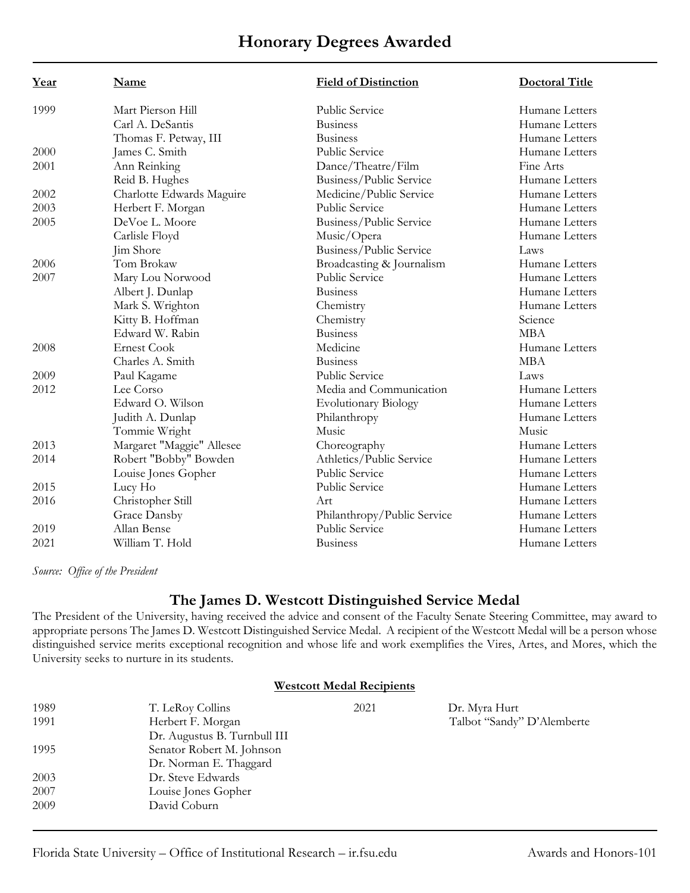# Honorary Degrees Awarded

| Year | Name | Field of Distinction | Doctoral Title |
|---|---|---|---|
| 1999 | Mart Pierson Hill | Public Service | Humane Letters |
| | Carl A. DeSantis | Business | Humane Letters |
| | Thomas F. Petway, III | Business | Humane Letters |
| 2000 | James C. Smith | Public Service | Humane Letters |
| 2001 | Ann Reinking | Dance/Theatre/Film | Fine Arts |
| | Reid B. Hughes | Business/Public Service | Humane Letters |
| 2002 | Charlotte Edwards Maguire | Medicine/Public Service | Humane Letters |
| 2003 | Herbert F. Morgan | Public Service | Humane Letters |
| 2005 | DeVoe L. Moore | Business/Public Service | Humane Letters |
| | Carlisle Floyd | Music/Opera | Humane Letters |
| | Jim Shore | Business/Public Service | Laws |
| 2006 | Tom Brokaw | Broadcasting & Journalism | Humane Letters |
| 2007 | Mary Lou Norwood | Public Service | Humane Letters |
| | Albert J. Dunlap | Business | Humane Letters |
| | Mark S. Wrighton | Chemistry | Humane Letters |
| | Kitty B. Hoffman | Chemistry | Science |
| | Edward W. Rabin | Business | MBA |
| 2008 | Ernest Cook | Medicine | Humane Letters |
| | Charles A. Smith | Business | MBA |
| 2009 | Paul Kagame | Public Service | Laws |
| 2012 | Lee Corso | Media and Communication | Humane Letters |
| | Edward O. Wilson | Evolutionary Biology | Humane Letters |
| | Judith A. Dunlap | Philanthropy | Humane Letters |
| | Tommie Wright | Music | Music |
| 2013 | Margaret "Maggie" Allesee | Choreography | Humane Letters |
| 2014 | Robert "Bobby" Bowden | Athletics/Public Service | Humane Letters |
| | Louise Jones Gopher | Public Service | Humane Letters |
| 2015 | Lucy Ho | Public Service | Humane Letters |
| 2016 | Christopher Still | Art | Humane Letters |
| | Grace Dansby | Philanthropy/Public Service | Humane Letters |
| 2019 | Allan Bense | Public Service | Humane Letters |
| 2021 | William T. Hold | Business | Humane Letters |

*Source: Office of the President*

## The James D. Westcott Distinguished Service Medal

The President of the University, having received the advice and consent of the Faculty Senate Steering Committee, may award to appropriate persons The James D. Westcott Distinguished Service Medal. A recipient of the Westcott Medal will be a person whose distinguished service merits exceptional recognition and whose life and work exemplifies the Vires, Artes, and Mores, which the University seeks to nurture in its students.

### Westcott Medal Recipients

| | |
|---|---|
| 1989 | T. LeRoy Collins |
| 1991 | Herbert F. Morgan |
| | Dr. Augustus B. Turnbull III |
| 1995 | Senator Robert M. Johnson |
| | Dr. Norman E. Thaggard |
| 2003 | Dr. Steve Edwards |
| 2007 | Louise Jones Gopher |
| 2009 | David Coburn |
| 2021 | Dr. Myra Hurt |
| | Talbot "Sandy" D'Alemberte |